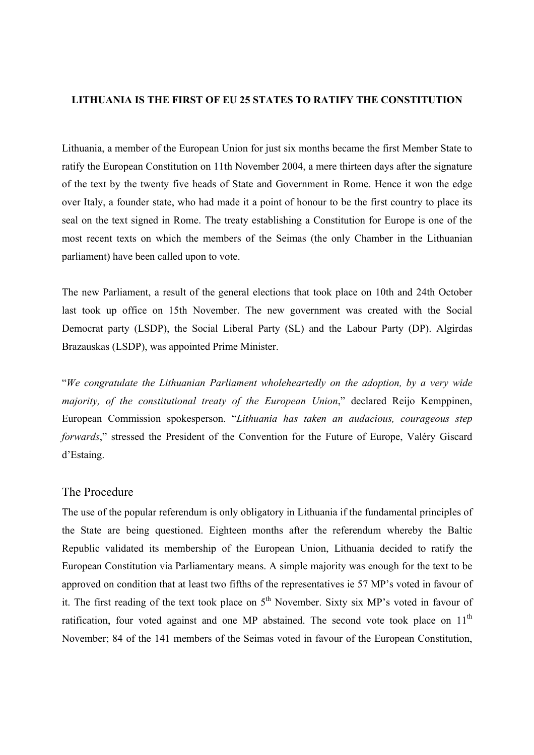**LITHUANIA IS THE FIRST OF EU 25 STATES TO RATIFY THE CONSTITUTION**

Lithuania, a member of the European Union for just six months became the first Member State to ratify the European Constitution on 11th November 2004, a mere thirteen days after the signature of the text by the twenty five heads of State and Government in Rome. Hence it won the edge over Italy, a founder state, who had made it a point of honour to be the first country to place its seal on the text signed in Rome. The treaty establishing a Constitution for Europe is one of the most recent texts on which the members of the Seimas (the only Chamber in the Lithuanian parliament) have been called upon to vote.

The new Parliament, a result of the general elections that took place on 10th and 24th October last took up office on 15th November. The new government was created with the Social Democrat party (LSDP), the Social Liberal Party (SL) and the Labour Party (DP). Algirdas Brazauskas (LSDP), was appointed Prime Minister.

"*We congratulate the Lithuanian Parliament wholeheartedly on the adoption, by a very wide majority, of the constitutional treaty of the European Union*," declared Reijo Kemppinen, European Commission spokesperson. "*Lithuania has taken an audacious, courageous step forwards*," stressed the President of the Convention for the Future of Europe, Valéry Giscard d'Estaing.

## The Procedure

The use of the popular referendum is only obligatory in Lithuania if the fundamental principles of the State are being questioned. Eighteen months after the referendum whereby the Baltic Republic validated its membership of the European Union, Lithuania decided to ratify the European Constitution via Parliamentary means. A simple majority was enough for the text to be approved on condition that at least two fifths of the representatives ie 57 MP's voted in favour of it. The first reading of the text took place on 5th November. Sixty six MP's voted in favour of ratification, four voted against and one MP abstained. The second vote took place on 11th November; 84 of the 141 members of the Seimas voted in favour of the European Constitution,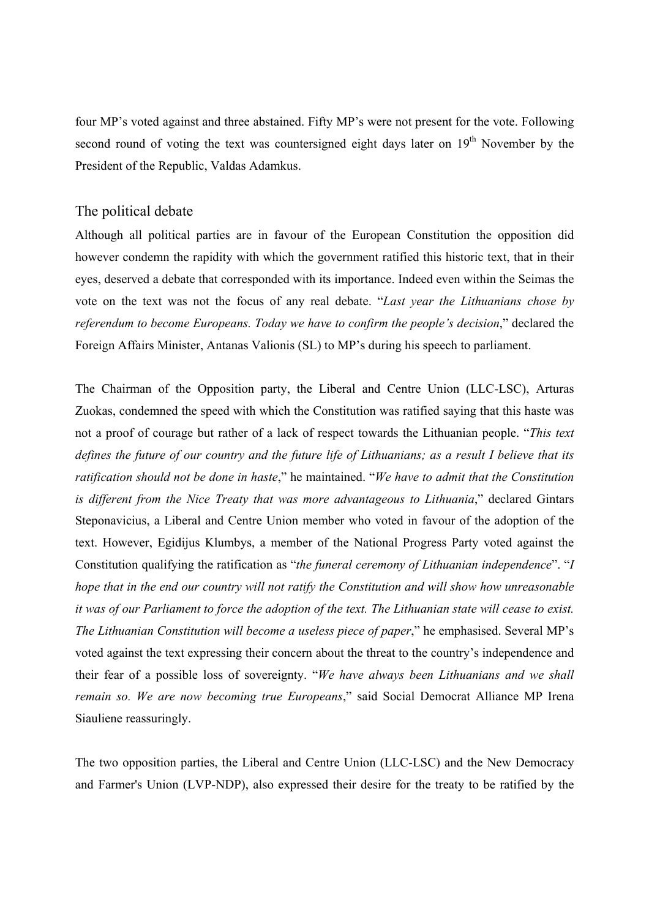four MP's voted against and three abstained. Fifty MP's were not present for the vote. Following second round of voting the text was countersigned eight days later on 19th November by the President of the Republic, Valdas Adamkus.

## The political debate

Although all political parties are in favour of the European Constitution the opposition did however condemn the rapidity with which the government ratified this historic text, that in their eyes, deserved a debate that corresponded with its importance. Indeed even within the Seimas the vote on the text was not the focus of any real debate. "*Last year the Lithuanians chose by referendum to become Europeans. Today we have to confirm the people's decision*," declared the Foreign Affairs Minister, Antanas Valionis (SL) to MP's during his speech to parliament.

The Chairman of the Opposition party, the Liberal and Centre Union (LLC-LSC), Arturas Zuokas, condemned the speed with which the Constitution was ratified saying that this haste was not a proof of courage but rather of a lack of respect towards the Lithuanian people. "*This text defines the future of our country and the future life of Lithuanians; as a result I believe that its ratification should not be done in haste*," he maintained. "*We have to admit that the Constitution is different from the Nice Treaty that was more advantageous to Lithuania*," declared Gintars Steponavicius, a Liberal and Centre Union member who voted in favour of the adoption of the text. However, Egidijus Klumbys, a member of the National Progress Party voted against the Constitution qualifying the ratification as "*the funeral ceremony of Lithuanian independence*". "*I hope that in the end our country will not ratify the Constitution and will show how unreasonable it was of our Parliament to force the adoption of the text. The Lithuanian state will cease to exist. The Lithuanian Constitution will become a useless piece of paper*," he emphasised. Several MP's voted against the text expressing their concern about the threat to the country's independence and their fear of a possible loss of sovereignty. "*We have always been Lithuanians and we shall remain so. We are now becoming true Europeans*," said Social Democrat Alliance MP Irena Siauliene reassuringly.

The two opposition parties, the Liberal and Centre Union (LLC-LSC) and the New Democracy and Farmer's Union (LVP-NDP), also expressed their desire for the treaty to be ratified by the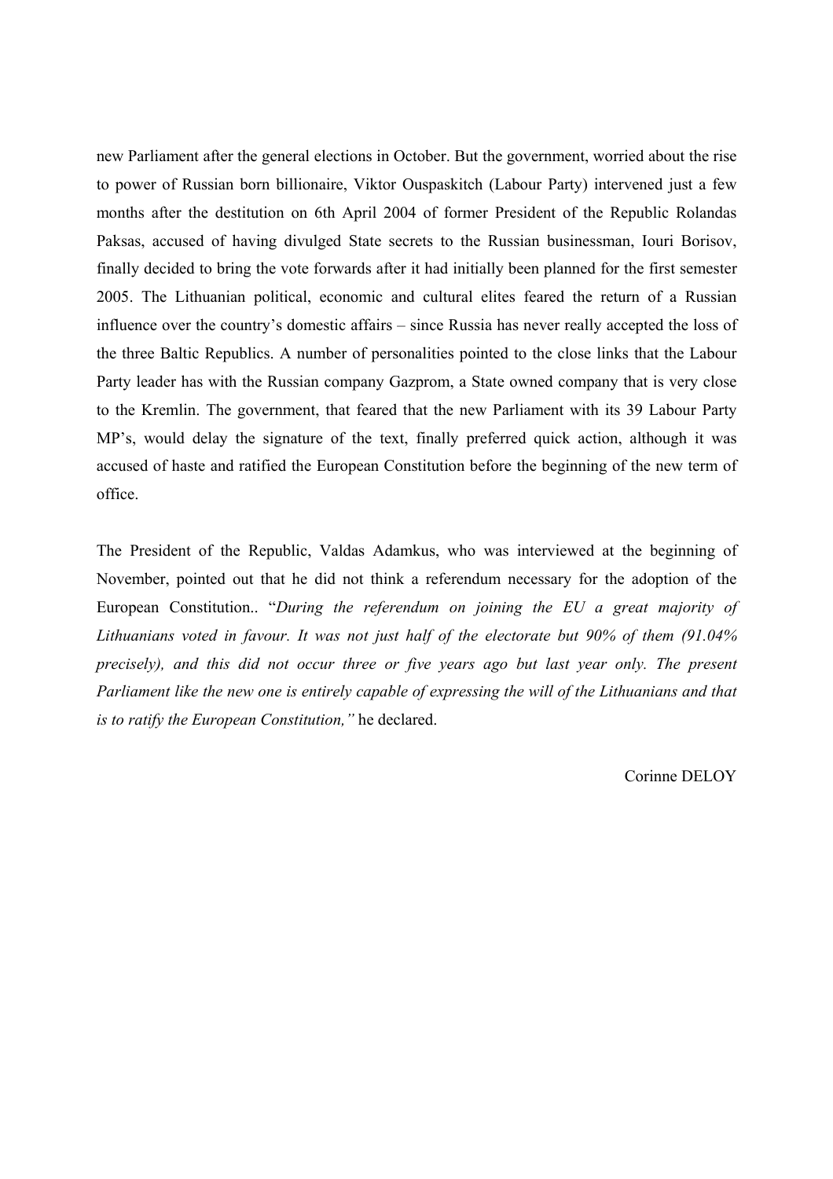new Parliament after the general elections in October. But the government, worried about the rise to power of Russian born billionaire, Viktor Ouspaskitch (Labour Party) intervened just a few months after the destitution on 6th April 2004 of former President of the Republic Rolandas Paksas, accused of having divulged State secrets to the Russian businessman, Iouri Borisov, finally decided to bring the vote forwards after it had initially been planned for the first semester 2005. The Lithuanian political, economic and cultural elites feared the return of a Russian influence over the country's domestic affairs – since Russia has never really accepted the loss of the three Baltic Republics. A number of personalities pointed to the close links that the Labour Party leader has with the Russian company Gazprom, a State owned company that is very close to the Kremlin. The government, that feared that the new Parliament with its 39 Labour Party MP's, would delay the signature of the text, finally preferred quick action, although it was accused of haste and ratified the European Constitution before the beginning of the new term of office.

The President of the Republic, Valdas Adamkus, who was interviewed at the beginning of November, pointed out that he did not think a referendum necessary for the adoption of the European Constitution.. "*During the referendum on joining the EU a great majority of Lithuanians voted in favour. It was not just half of the electorate but 90% of them (91.04% precisely), and this did not occur three or five years ago but last year only. The present Parliament like the new one is entirely capable of expressing the will of the Lithuanians and that is to ratify the European Constitution,"* he declared.

Corinne DELOY